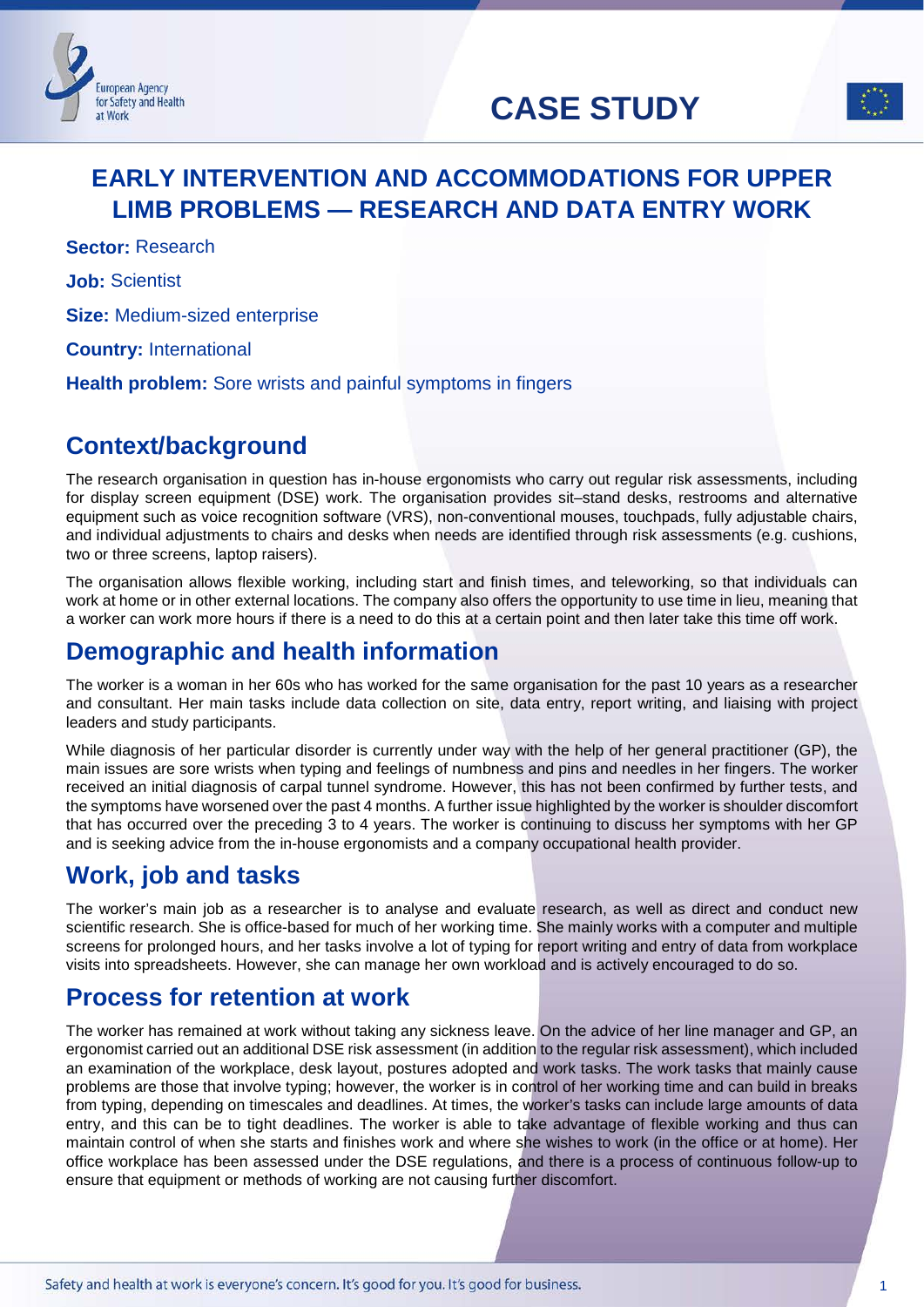# CASE STUDY

## EARLY INTERVENTION AND ACCOMMODATIONS FOR UPPER LIMB PROBLEMS — RESEARCH AND DATA ENTRY WORK

**Sector:** Research

**Job:** Scientist

**Size:** Medium-sized enterprise

**Country:** International

**Health problem:** Sore wrists and painful symptoms in fingers

## Context/background

The research organisation in question has in-house ergonomists who carry out regular risk assessments, including for display screen equipment (DSE) work. The organisation provides sit–stand desks, restrooms and alternative equipment such as voice recognition software (VRS), non-conventional mouses, touchpads, fully adjustable chairs, and individual adjustments to chairs and desks when needs are identified through risk assessments (e.g. cushions, two or three screens, laptop raisers).

The organisation allows flexible working, including start and finish times, and teleworking, so that individuals can work at home or in other external locations. The company also offers the opportunity to use time in lieu, meaning that a worker can work more hours if there is a need to do this at a certain point and then later take this time off work.

## Demographic and health information

The worker is a woman in her 60s who has worked for the same organisation for the past 10 years as a researcher and consultant. Her main tasks include data collection on site, data entry, report writing, and liaising with project leaders and study participants.

While diagnosis of her particular disorder is currently under way with the help of her general practitioner (GP), the main issues are sore wrists when typing and feelings of numbness and pins and needles in her fingers. The worker received an initial diagnosis of carpal tunnel syndrome. However, this has not been confirmed by further tests, and the symptoms have worsened over the past 4 months. A further issue highlighted by the worker is shoulder discomfort that has occurred over the preceding 3 to 4 years. The worker is continuing to discuss her symptoms with her GP and is seeking advice from the in-house ergonomists and a company occupational health provider.

## Work, job and tasks

The worker's main job as a researcher is to analyse and evaluate research, as well as direct and conduct new scientific research. She is office-based for much of her working time. She mainly works with a computer and multiple screens for prolonged hours, and her tasks involve a lot of typing for report writing and entry of data from workplace visits into spreadsheets. However, she can manage her own workload and is actively encouraged to do so.

## Process for retention at work

The worker has remained at work without taking any sickness leave. On the advice of her line manager and GP, an ergonomist carried out an additional DSE risk assessment (in addition to the regular risk assessment), which included an examination of the workplace, desk layout, postures adopted and work tasks. The work tasks that mainly cause problems are those that involve typing; however, the worker is in control of her working time and can build in breaks from typing, depending on timescales and deadlines. At times, the worker's tasks can include large amounts of data entry, and this can be to tight deadlines. The worker is able to take advantage of flexible working and thus can maintain control of when she starts and finishes work and where she wishes to work (in the office or at home). Her office workplace has been assessed under the DSE regulations, and there is a process of continuous follow-up to ensure that equipment or methods of working are not causing further discomfort.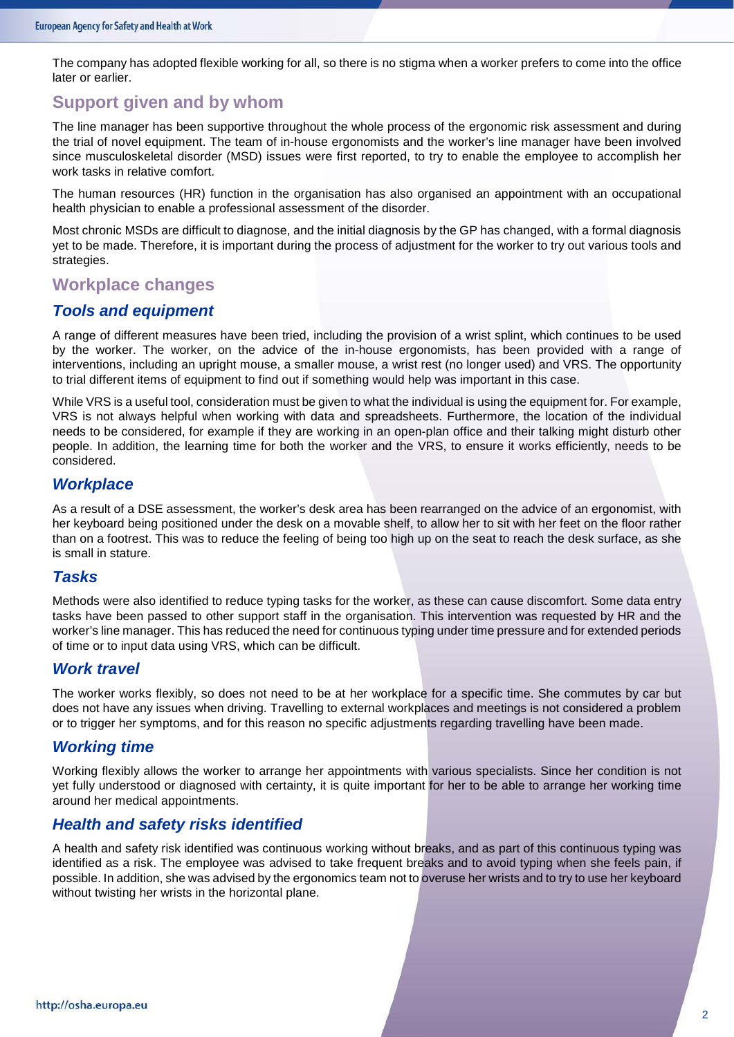The company has adopted flexible working for all, so there is no stigma when a worker prefers to come into the office later or earlier.

## Support given and by whom

The line manager has been supportive throughout the whole process of the ergonomic risk assessment and during the trial of novel equipment. The team of in-house ergonomists and the worker's line manager have been involved since musculoskeletal disorder (MSD) issues were first reported, to try to enable the employee to accomplish her work tasks in relative comfort.

The human resources (HR) function in the organisation has also organised an appointment with an occupational health physician to enable a professional assessment of the disorder.

Most chronic MSDs are difficult to diagnose, and the initial diagnosis by the GP has changed, with a formal diagnosis yet to be made. Therefore, it is important during the process of adjustment for the worker to try out various tools and strategies.

## Workplace changes

### *Tools and equipment*

A range of different measures have been tried, including the provision of a wrist splint, which continues to be used by the worker. The worker, on the advice of the in-house ergonomists, has been provided with a range of interventions, including an upright mouse, a smaller mouse, a wrist rest (no longer used) and VRS. The opportunity to trial different items of equipment to find out if something would help was important in this case.

While VRS is a useful tool, consideration must be given to what the individual is using the equipment for. For example, VRS is not always helpful when working with data and spreadsheets. Furthermore, the location of the individual needs to be considered, for example if they are working in an open-plan office and their talking might disturb other people. In addition, the learning time for both the worker and the VRS, to ensure it works efficiently, needs to be considered.

### *Workplace*

As a result of a DSE assessment, the worker's desk area has been rearranged on the advice of an ergonomist, with her keyboard being positioned under the desk on a movable shelf, to allow her to sit with her feet on the floor rather than on a footrest. This was to reduce the feeling of being too high up on the seat to reach the desk surface, as she is small in stature.

### *Tasks*

Methods were also identified to reduce typing tasks for the worker, as these can cause discomfort. Some data entry tasks have been passed to other support staff in the organisation. This intervention was requested by HR and the worker's line manager. This has reduced the need for continuous typing under time pressure and for extended periods of time or to input data using VRS, which can be difficult.

### *Work travel*

The worker works flexibly, so does not need to be at her workplace for a specific time. She commutes by car but does not have any issues when driving. Travelling to external workplaces and meetings is not considered a problem or to trigger her symptoms, and for this reason no specific adjustments regarding travelling have been made.

### *Working time*

Working flexibly allows the worker to arrange her appointments with various specialists. Since her condition is not yet fully understood or diagnosed with certainty, it is quite important for her to be able to arrange her working time around her medical appointments.

### *Health and safety risks identified*

A health and safety risk identified was continuous working without breaks, and as part of this continuous typing was identified as a risk. The employee was advised to take frequent breaks and to avoid typing when she feels pain, if possible. In addition, she was advised by the ergonomics team not to overuse her wrists and to try to use her keyboard without twisting her wrists in the horizontal plane.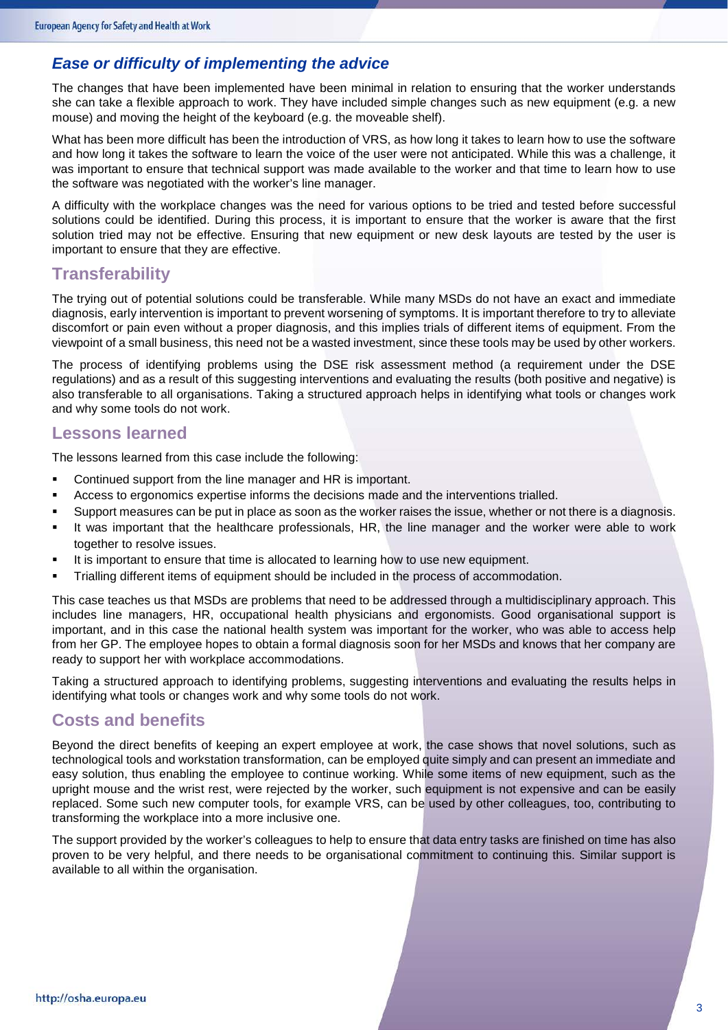### *Ease or difficulty of implementing the advice*

The changes that have been implemented have been minimal in relation to ensuring that the worker understands she can take a flexible approach to work. They have included simple changes such as new equipment (e.g. a new mouse) and moving the height of the keyboard (e.g. the moveable shelf).

What has been more difficult has been the introduction of VRS, as how long it takes to learn how to use the software and how long it takes the software to learn the voice of the user were not anticipated. While this was a challenge, it was important to ensure that technical support was made available to the worker and that time to learn how to use the software was negotiated with the worker's line manager.

A difficulty with the workplace changes was the need for various options to be tried and tested before successful solutions could be identified. During this process, it is important to ensure that the worker is aware that the first solution tried may not be effective. Ensuring that new equipment or new desk layouts are tested by the user is important to ensure that they are effective.

## Transferability

The trying out of potential solutions could be transferable. While many MSDs do not have an exact and immediate diagnosis, early intervention is important to prevent worsening of symptoms. It is important therefore to try to alleviate discomfort or pain even without a proper diagnosis, and this implies trials of different items of equipment. From the viewpoint of a small business, this need not be a wasted investment, since these tools may be used by other workers.

The process of identifying problems using the DSE risk assessment method (a requirement under the DSE regulations) and as a result of this suggesting interventions and evaluating the results (both positive and negative) is also transferable to all organisations. Taking a structured approach helps in identifying what tools or changes work and why some tools do not work.

## Lessons learned

The lessons learned from this case include the following:

- Continued support from the line manager and HR is important.
- Access to ergonomics expertise informs the decisions made and the interventions trialled.
- Support measures can be put in place as soon as the worker raises the issue, whether or not there is a diagnosis.
- It was important that the healthcare professionals, HR, the line manager and the worker were able to work together to resolve issues.
- It is important to ensure that time is allocated to learning how to use new equipment.
- Trialling different items of equipment should be included in the process of accommodation.

This case teaches us that MSDs are problems that need to be addressed through a multidisciplinary approach. This includes line managers, HR, occupational health physicians and ergonomists. Good organisational support is important, and in this case the national health system was important for the worker, who was able to access help from her GP. The employee hopes to obtain a formal diagnosis soon for her MSDs and knows that her company are ready to support her with workplace accommodations.

Taking a structured approach to identifying problems, suggesting interventions and evaluating the results helps in identifying what tools or changes work and why some tools do not work.

## Costs and benefits

Beyond the direct benefits of keeping an expert employee at work, the case shows that novel solutions, such as technological tools and workstation transformation, can be employed quite simply and can present an immediate and easy solution, thus enabling the employee to continue working. While some items of new equipment, such as the upright mouse and the wrist rest, were rejected by the worker, such equipment is not expensive and can be easily replaced. Some such new computer tools, for example VRS, can be used by other colleagues, too, contributing to transforming the workplace into a more inclusive one.

The support provided by the worker's colleagues to help to ensure that data entry tasks are finished on time has also proven to be very helpful, and there needs to be organisational commitment to continuing this. Similar support is available to all within the organisation.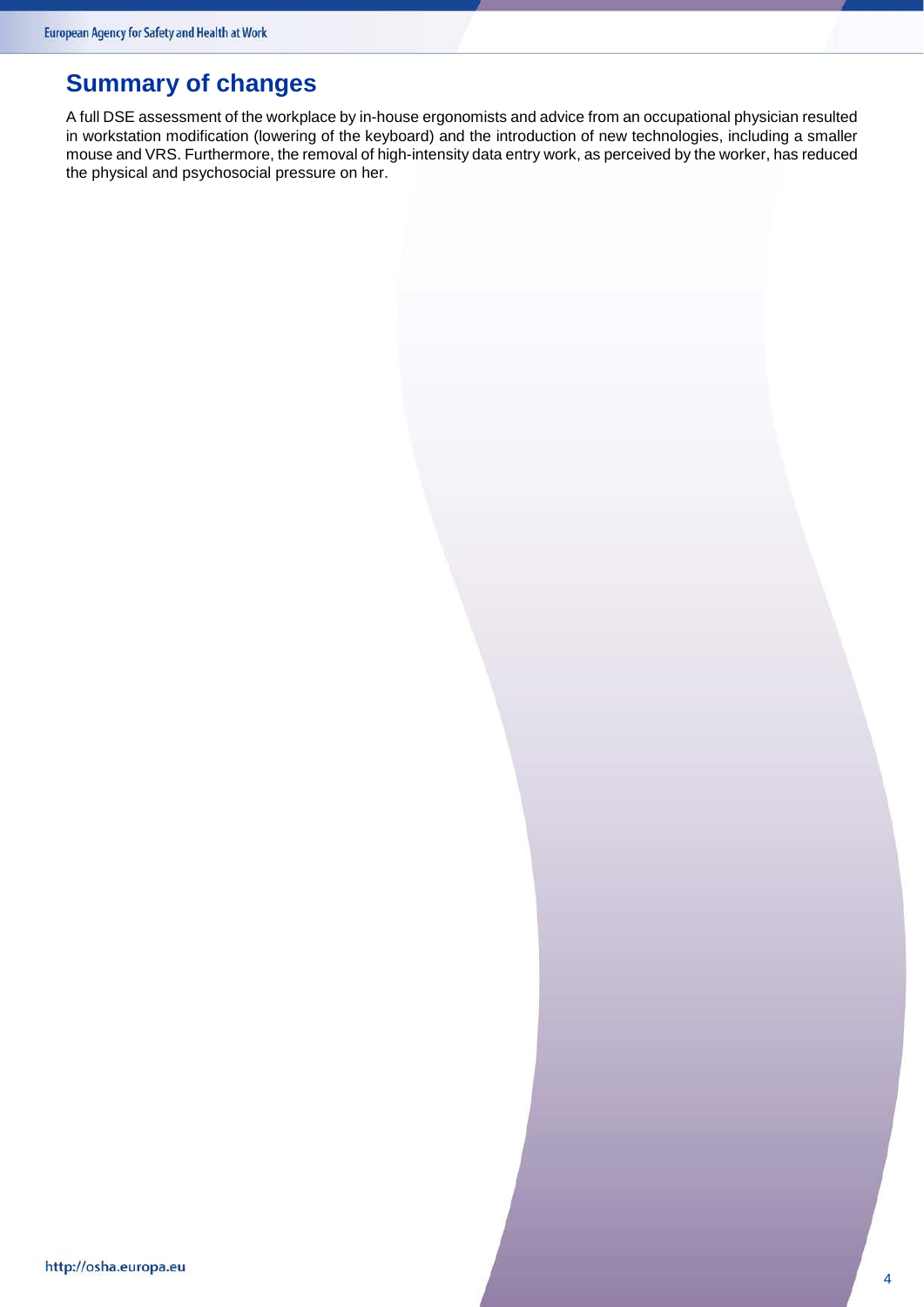## Summary of changes

A full DSE assessment of the workplace by in-house ergonomists and advice from an occupational physician resulted in workstation modification (lowering of the keyboard) and the introduction of new technologies, including a smaller mouse and VRS. Furthermore, the removal of high-intensity data entry work, as perceived by the worker, has reduced the physical and psychosocial pressure on her.